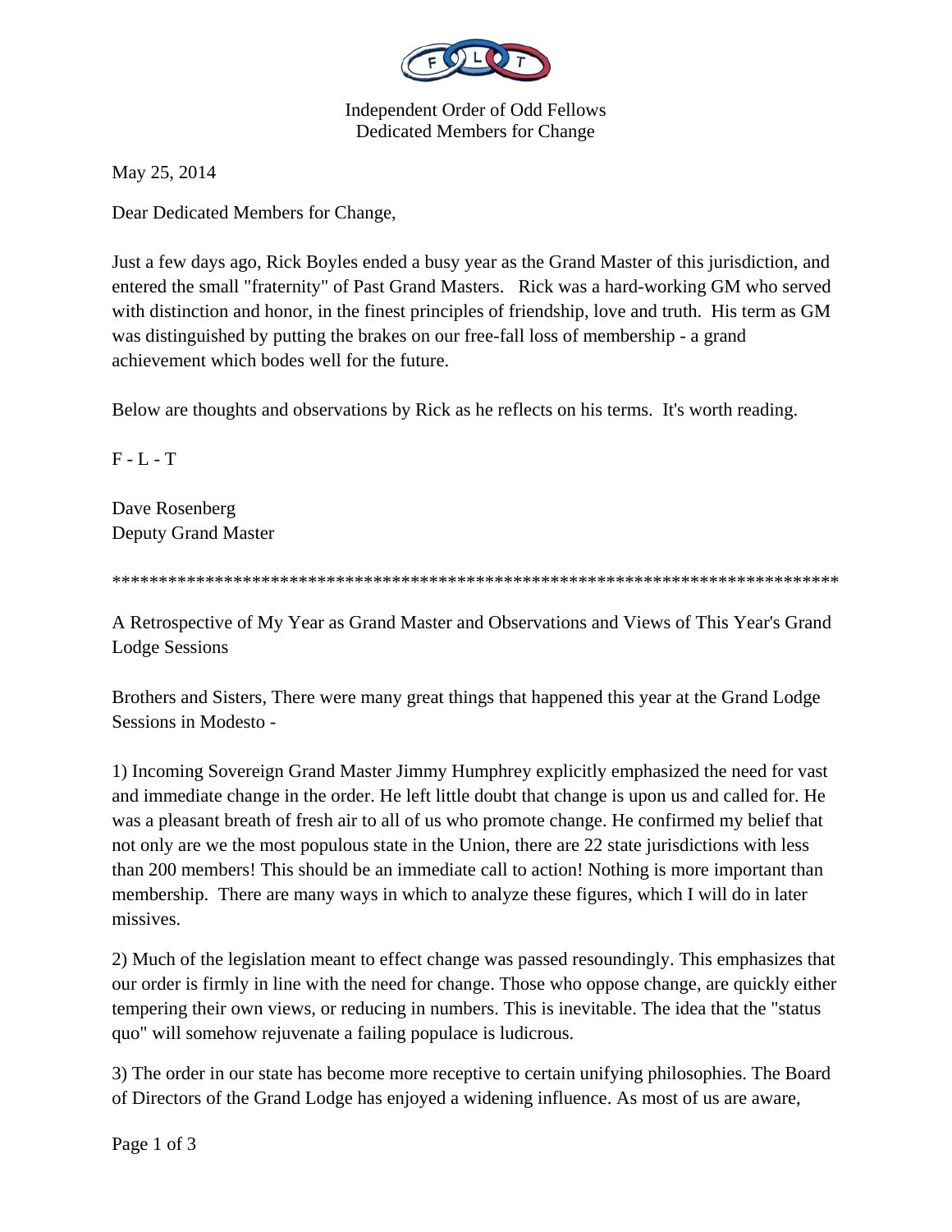Independent Order of Odd Fellows
Dedicated Members for Change

May 25, 2014

Dear Dedicated Members for Change,

Just a few days ago, Rick Boyles ended a busy year as the Grand Master of this jurisdiction, and entered the small "fraternity" of Past Grand Masters. Rick was a hard-working GM who served with distinction and honor, in the finest principles of friendship, love and truth. His term as GM was distinguished by putting the brakes on our free-fall loss of membership - a grand achievement which bodes well for the future.

Below are thoughts and observations by Rick as he reflects on his terms. It's worth reading.

F - L - T

Dave Rosenberg
Deputy Grand Master

*******************************************************************************

A Retrospective of My Year as Grand Master and Observations and Views of This Year's Grand Lodge Sessions

Brothers and Sisters, There were many great things that happened this year at the Grand Lodge Sessions in Modesto -

1) Incoming Sovereign Grand Master Jimmy Humphrey explicitly emphasized the need for vast and immediate change in the order. He left little doubt that change is upon us and called for. He was a pleasant breath of fresh air to all of us who promote change. He confirmed my belief that not only are we the most populous state in the Union, there are 22 state jurisdictions with less than 200 members! This should be an immediate call to action! Nothing is more important than membership. There are many ways in which to analyze these figures, which I will do in later missives.

2) Much of the legislation meant to effect change was passed resoundingly. This emphasizes that our order is firmly in line with the need for change. Those who oppose change, are quickly either tempering their own views, or reducing in numbers. This is inevitable. The idea that the "status quo" will somehow rejuvenate a failing populace is ludicrous.

3) The order in our state has become more receptive to certain unifying philosophies. The Board of Directors of the Grand Lodge has enjoyed a widening influence. As most of us are aware,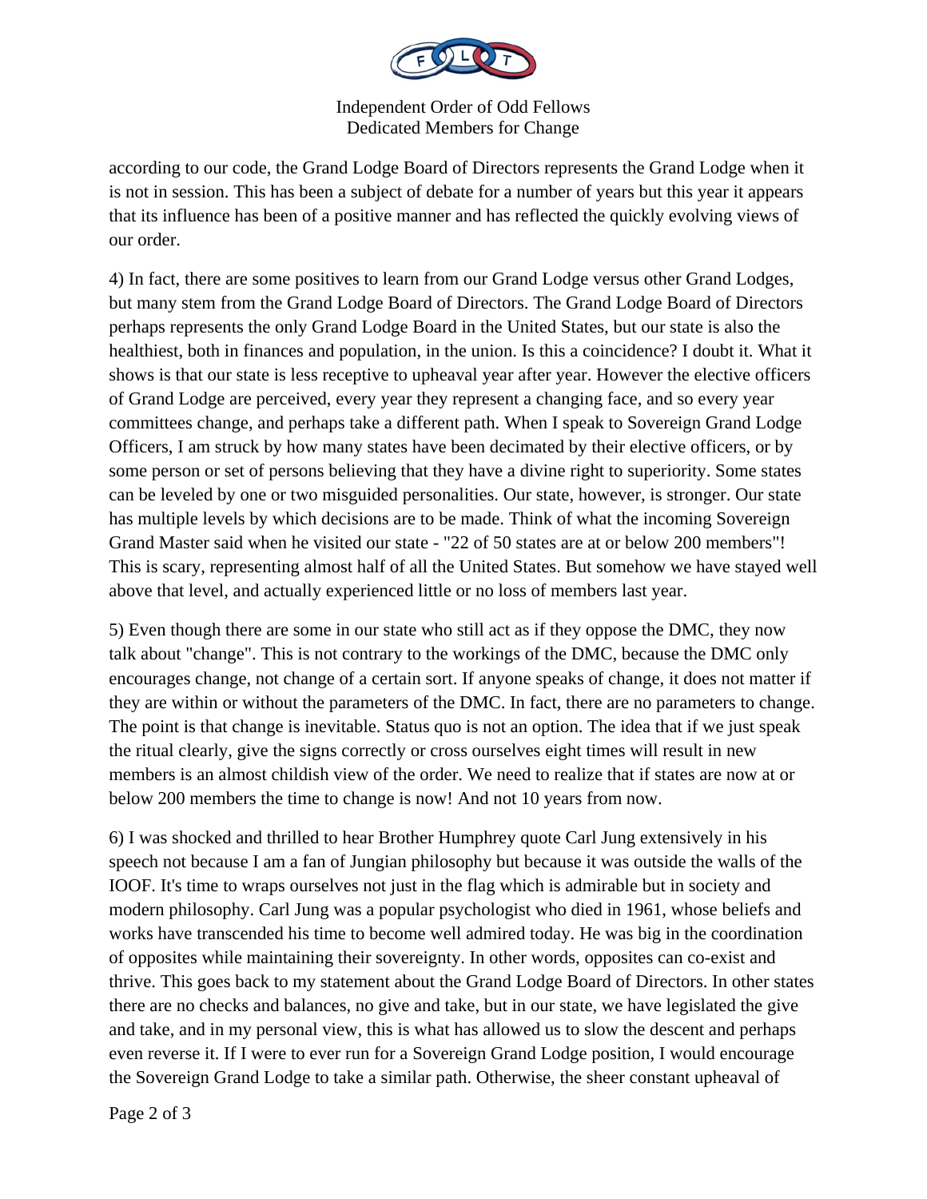according to our code, the Grand Lodge Board of Directors represents the Grand Lodge when it is not in session. This has been a subject of debate for a number of years but this year it appears that its influence has been of a positive manner and has reflected the quickly evolving views of our order.

4) In fact, there are some positives to learn from our Grand Lodge versus other Grand Lodges, but many stem from the Grand Lodge Board of Directors. The Grand Lodge Board of Directors perhaps represents the only Grand Lodge Board in the United States, but our state is also the healthiest, both in finances and population, in the union. Is this a coincidence? I doubt it. What it shows is that our state is less receptive to upheaval year after year. However the elective officers of Grand Lodge are perceived, every year they represent a changing face, and so every year committees change, and perhaps take a different path. When I speak to Sovereign Grand Lodge Officers, I am struck by how many states have been decimated by their elective officers, or by some person or set of persons believing that they have a divine right to superiority. Some states can be leveled by one or two misguided personalities. Our state, however, is stronger. Our state has multiple levels by which decisions are to be made. Think of what the incoming Sovereign Grand Master said when he visited our state - "22 of 50 states are at or below 200 members"! This is scary, representing almost half of all the United States. But somehow we have stayed well above that level, and actually experienced little or no loss of members last year.

5) Even though there are some in our state who still act as if they oppose the DMC, they now talk about "change". This is not contrary to the workings of the DMC, because the DMC only encourages change, not change of a certain sort. If anyone speaks of change, it does not matter if they are within or without the parameters of the DMC. In fact, there are no parameters to change. The point is that change is inevitable. Status quo is not an option. The idea that if we just speak the ritual clearly, give the signs correctly or cross ourselves eight times will result in new members is an almost childish view of the order. We need to realize that if states are now at or below 200 members the time to change is now! And not 10 years from now.

6) I was shocked and thrilled to hear Brother Humphrey quote Carl Jung extensively in his speech not because I am a fan of Jungian philosophy but because it was outside the walls of the IOOF. It's time to wraps ourselves not just in the flag which is admirable but in society and modern philosophy. Carl Jung was a popular psychologist who died in 1961, whose beliefs and works have transcended his time to become well admired today. He was big in the coordination of opposites while maintaining their sovereignty. In other words, opposites can co-exist and thrive. This goes back to my statement about the Grand Lodge Board of Directors. In other states there are no checks and balances, no give and take, but in our state, we have legislated the give and take, and in my personal view, this is what has allowed us to slow the descent and perhaps even reverse it. If I were to ever run for a Sovereign Grand Lodge position, I would encourage the Sovereign Grand Lodge to take a similar path. Otherwise, the sheer constant upheaval of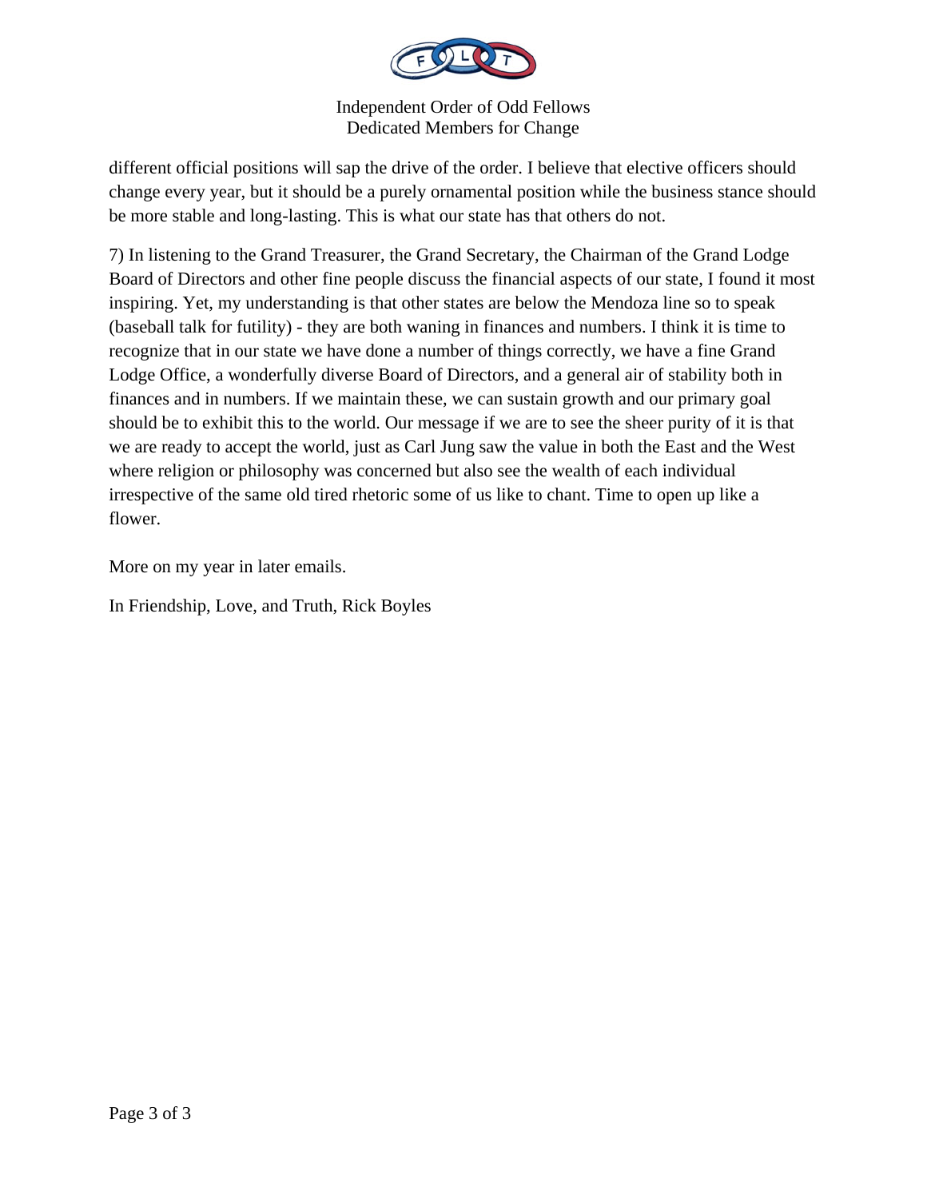different official positions will sap the drive of the order. I believe that elective officers should change every year, but it should be a purely ornamental position while the business stance should be more stable and long-lasting. This is what our state has that others do not.

7) In listening to the Grand Treasurer, the Grand Secretary, the Chairman of the Grand Lodge Board of Directors and other fine people discuss the financial aspects of our state, I found it most inspiring. Yet, my understanding is that other states are below the Mendoza line so to speak (baseball talk for futility) - they are both waning in finances and numbers. I think it is time to recognize that in our state we have done a number of things correctly, we have a fine Grand Lodge Office, a wonderfully diverse Board of Directors, and a general air of stability both in finances and in numbers. If we maintain these, we can sustain growth and our primary goal should be to exhibit this to the world. Our message if we are to see the sheer purity of it is that we are ready to accept the world, just as Carl Jung saw the value in both the East and the West where religion or philosophy was concerned but also see the wealth of each individual irrespective of the same old tired rhetoric some of us like to chant. Time to open up like a flower.

More on my year in later emails.

In Friendship, Love, and Truth, Rick Boyles